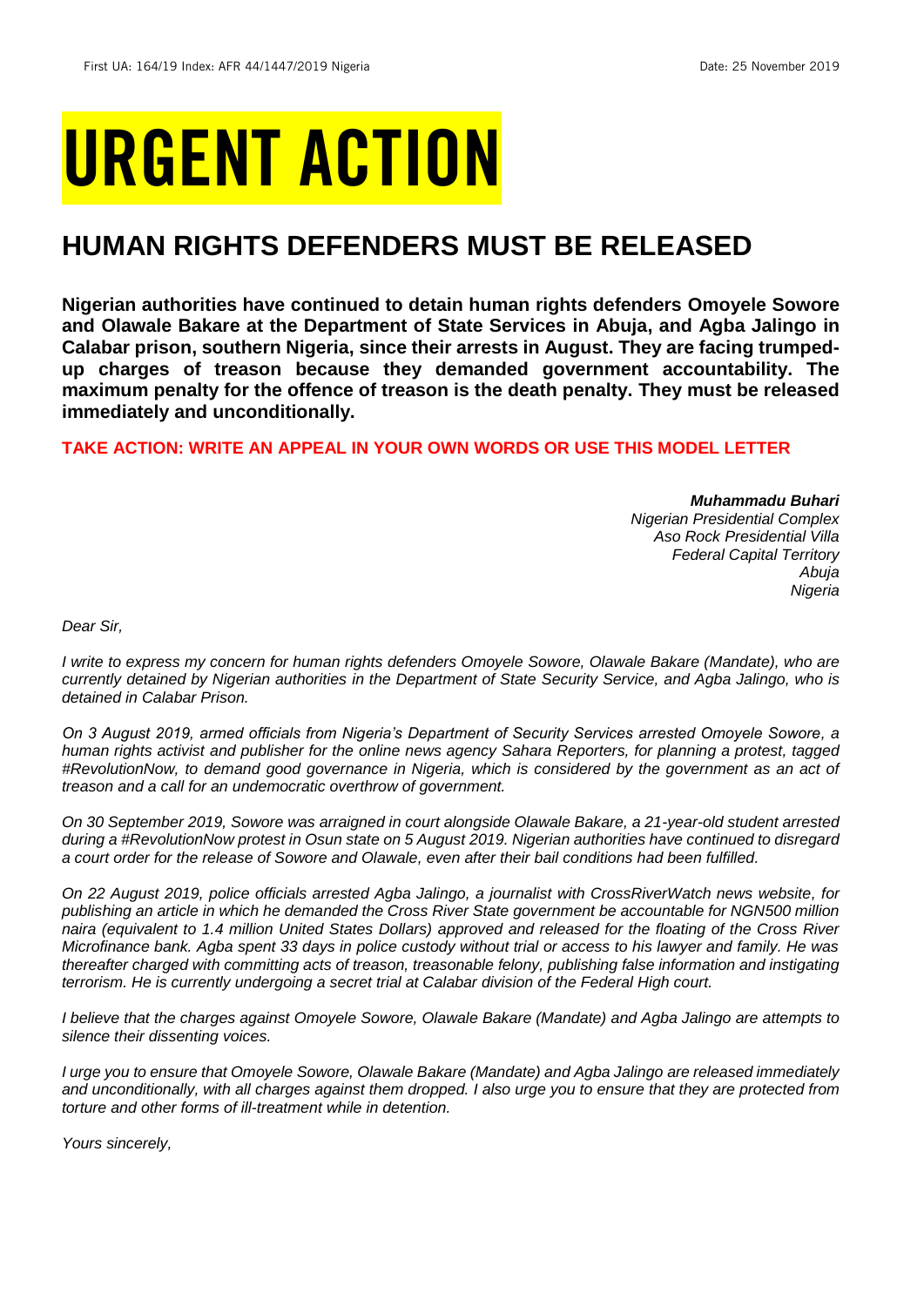First UA: 164/19 Index: AFR 44/1447/2019 Nigeria Date: 25 November 2019

# URGENT ACTION

## HUMAN RIGHTS DEFENDERS MUST BE RELEASED

**Nigerian authorities have continued to detain human rights defenders Omoyele Sowore and Olawale Bakare at the Department of State Services in Abuja, and Agba Jalingo in Calabar prison, southern Nigeria, since their arrests in August. They are facing trumped-up charges of treason because they demanded government accountability. The maximum penalty for the offence of treason is the death penalty. They must be released immediately and unconditionally.**

**TAKE ACTION: WRITE AN APPEAL IN YOUR OWN WORDS OR USE THIS MODEL LETTER**

***Muhammadu Buhari***
*Nigerian Presidential Complex*
*Aso Rock Presidential Villa*
*Federal Capital Territory*
*Abuja*
*Nigeria*

*Dear Sir,*

*I write to express my concern for human rights defenders Omoyele Sowore, Olawale Bakare (Mandate), who are currently detained by Nigerian authorities in the Department of State Security Service, and Agba Jalingo, who is detained in Calabar Prison.*

*On 3 August 2019, armed officials from Nigeria's Department of Security Services arrested Omoyele Sowore, a human rights activist and publisher for the online news agency Sahara Reporters, for planning a protest, tagged #RevolutionNow, to demand good governance in Nigeria, which is considered by the government as an act of treason and a call for an undemocratic overthrow of government.*

*On 30 September 2019, Sowore was arraigned in court alongside Olawale Bakare, a 21-year-old student arrested during a #RevolutionNow protest in Osun state on 5 August 2019. Nigerian authorities have continued to disregard a court order for the release of Sowore and Olawale, even after their bail conditions had been fulfilled.*

*On 22 August 2019, police officials arrested Agba Jalingo, a journalist with CrossRiverWatch news website, for publishing an article in which he demanded the Cross River State government be accountable for NGN500 million naira (equivalent to 1.4 million United States Dollars) approved and released for the floating of the Cross River Microfinance bank. Agba spent 33 days in police custody without trial or access to his lawyer and family. He was thereafter charged with committing acts of treason, treasonable felony, publishing false information and instigating terrorism. He is currently undergoing a secret trial at Calabar division of the Federal High court.*

*I believe that the charges against Omoyele Sowore, Olawale Bakare (Mandate) and Agba Jalingo are attempts to silence their dissenting voices.*

*I urge you to ensure that Omoyele Sowore, Olawale Bakare (Mandate) and Agba Jalingo are released immediately and unconditionally, with all charges against them dropped. I also urge you to ensure that they are protected from torture and other forms of ill-treatment while in detention.*

*Yours sincerely,*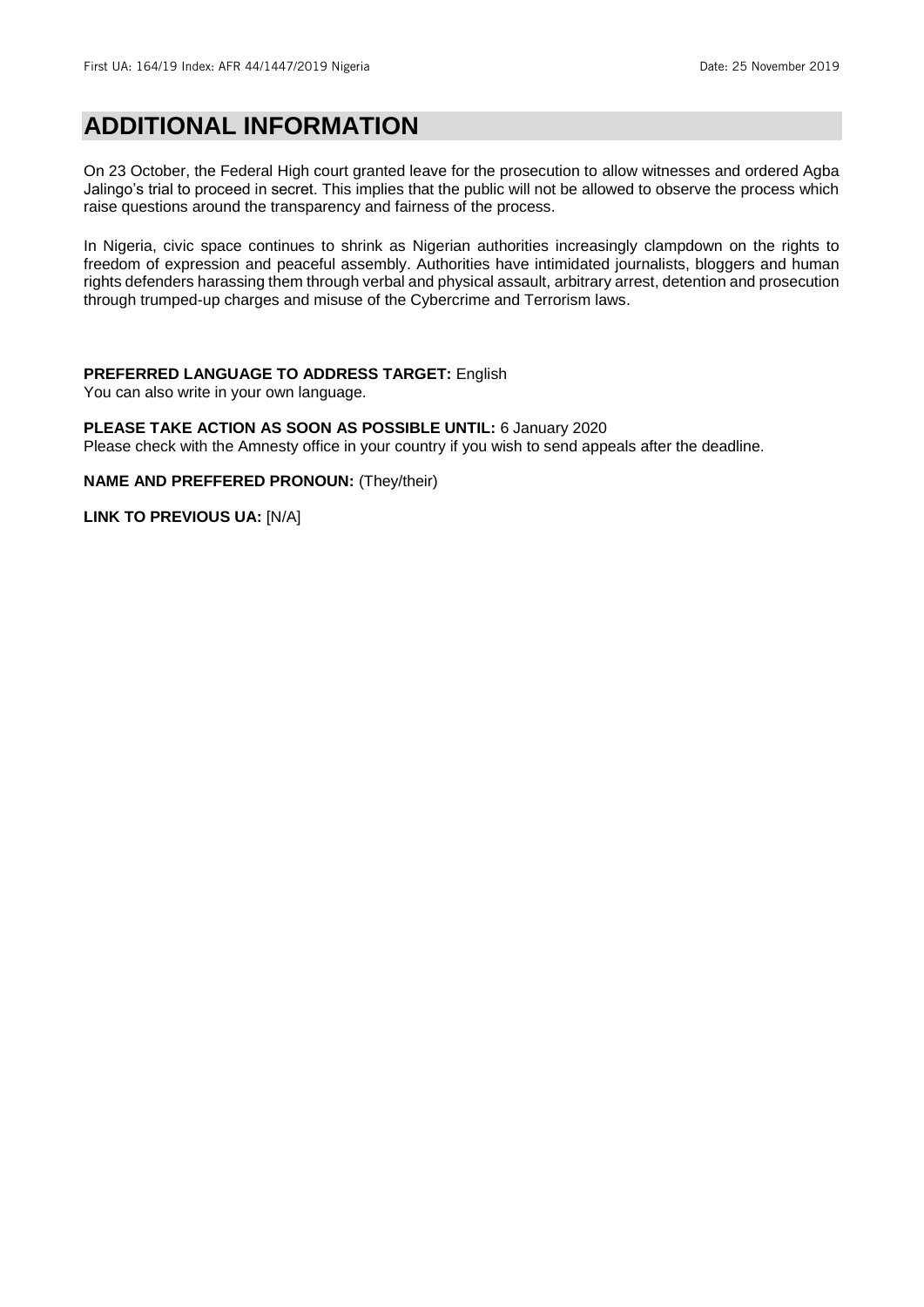## ADDITIONAL INFORMATION

On 23 October, the Federal High court granted leave for the prosecution to allow witnesses and ordered Agba Jalingo's trial to proceed in secret. This implies that the public will not be allowed to observe the process which raise questions around the transparency and fairness of the process.

In Nigeria, civic space continues to shrink as Nigerian authorities increasingly clampdown on the rights to freedom of expression and peaceful assembly. Authorities have intimidated journalists, bloggers and human rights defenders harassing them through verbal and physical assault, arbitrary arrest, detention and prosecution through trumped-up charges and misuse of the Cybercrime and Terrorism laws.

**PREFERRED LANGUAGE TO ADDRESS TARGET:** English
You can also write in your own language.

**PLEASE TAKE ACTION AS SOON AS POSSIBLE UNTIL:** 6 January 2020
Please check with the Amnesty office in your country if you wish to send appeals after the deadline.

**NAME AND PREFFERED PRONOUN:** (They/their)

**LINK TO PREVIOUS UA:** [N/A]